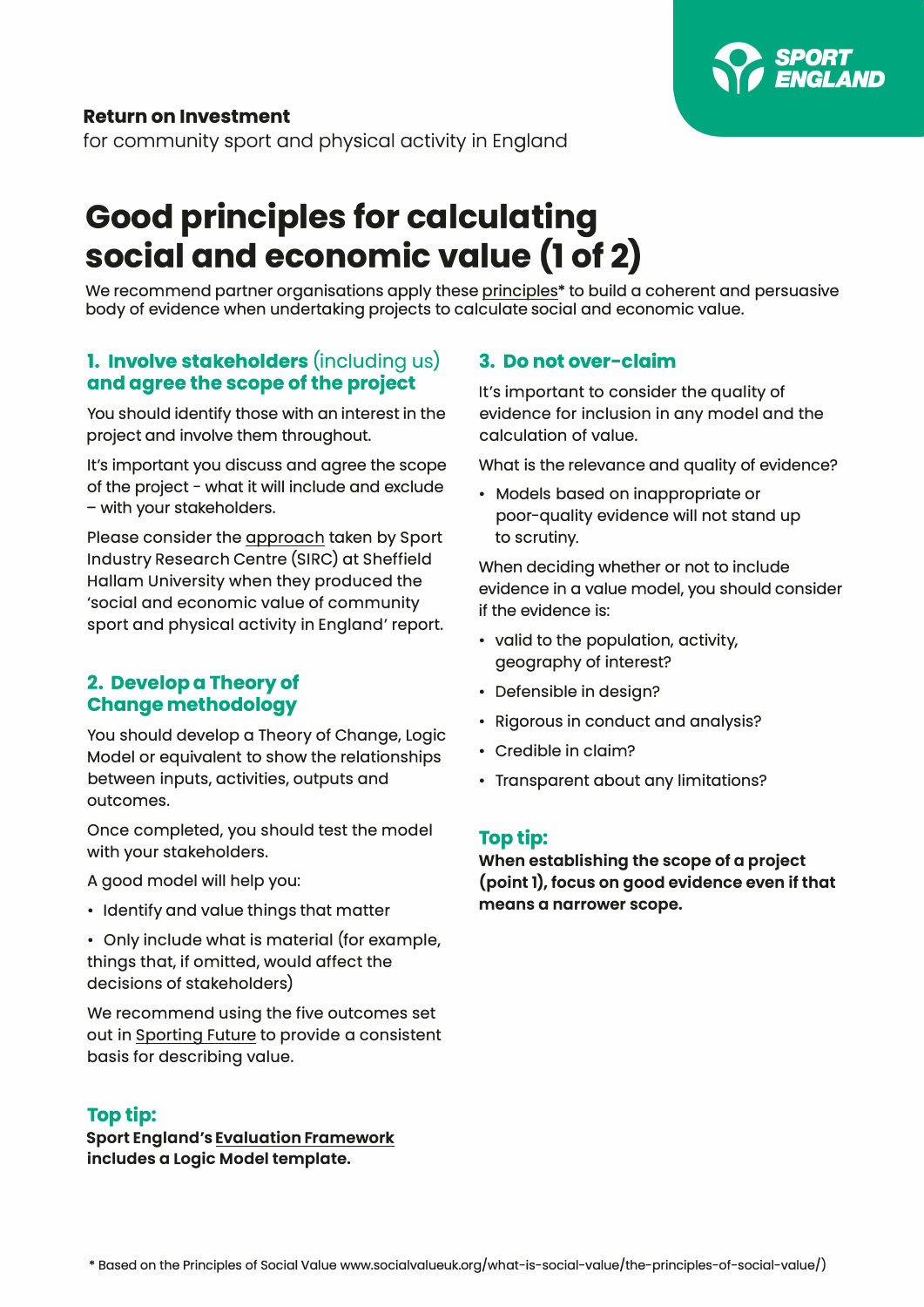**Return on Investment**

for community sport and physical activity in England

# Good principles for calculating social and economic value (1 of 2)

We recommend partner organisations apply these principles* to build a coherent and persuasive body of evidence when undertaking projects to calculate social and economic value.

## 1. Involve stakeholders (including us) and agree the scope of the project

You should identify those with an interest in the project and involve them throughout.

It's important you discuss and agree the scope of the project - what it will include and exclude – with your stakeholders.

Please consider the approach taken by Sport Industry Research Centre (SIRC) at Sheffield Hallam University when they produced the 'social and economic value of community sport and physical activity in England' report.

## 2. Develop a Theory of Change methodology

You should develop a Theory of Change, Logic Model or equivalent to show the relationships between inputs, activities, outputs and outcomes.

Once completed, you should test the model with your stakeholders.

A good model will help you:

- Identify and value things that matter
- Only include what is material (for example, things that, if omitted, would affect the decisions of stakeholders)

We recommend using the five outcomes set out in Sporting Future to provide a consistent basis for describing value.

### Top tip:

**Sport England's Evaluation Framework includes a Logic Model template.**

## 3. Do not over-claim

It's important to consider the quality of evidence for inclusion in any model and the calculation of value.

What is the relevance and quality of evidence?

- Models based on inappropriate or poor-quality evidence will not stand up to scrutiny.

When deciding whether or not to include evidence in a value model, you should consider if the evidence is:

- valid to the population, activity, geography of interest?
- Defensible in design?
- Rigorous in conduct and analysis?
- Credible in claim?
- Transparent about any limitations?

### Top tip:

**When establishing the scope of a project (point 1), focus on good evidence even if that means a narrower scope.**

\* Based on the Principles of Social Value www.socialvalueuk.org/what-is-social-value/the-principles-of-social-value/)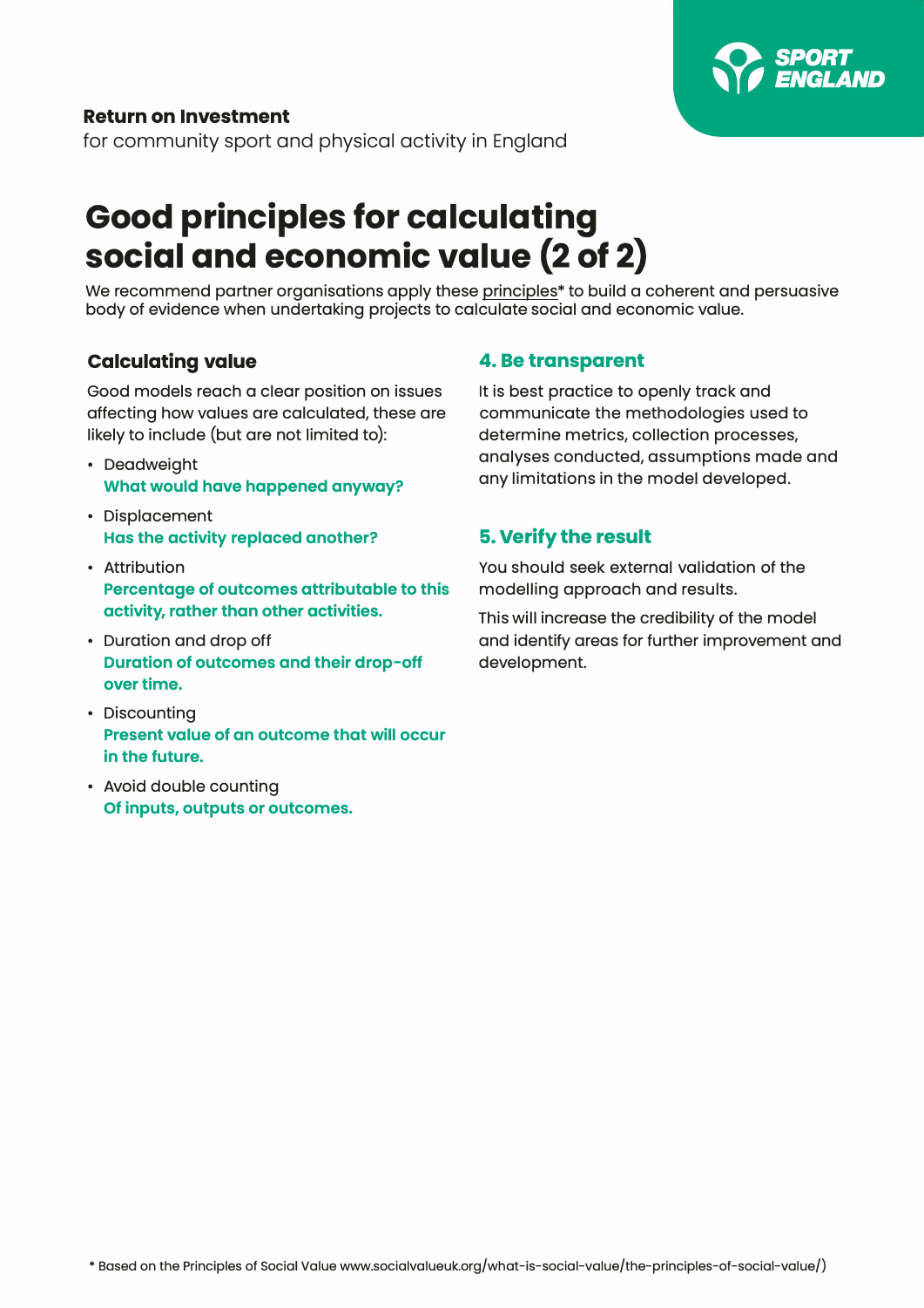**Return on Investment**
for community sport and physical activity in England

# Good principles for calculating social and economic value (2 of 2)

We recommend partner organisations apply these principles* to build a coherent and persuasive body of evidence when undertaking projects to calculate social and economic value.

### Calculating value

Good models reach a clear position on issues affecting how values are calculated, these are likely to include (but are not limited to):

- Deadweight
  **What would have happened anyway?**
- Displacement
  **Has the activity replaced another?**
- Attribution
  **Percentage of outcomes attributable to this activity, rather than other activities.**
- Duration and drop off
  **Duration of outcomes and their drop-off over time.**
- Discounting
  **Present value of an outcome that will occur in the future.**
- Avoid double counting
  **Of inputs, outputs or outcomes.**

### 4. Be transparent

It is best practice to openly track and communicate the methodologies used to determine metrics, collection processes, analyses conducted, assumptions made and any limitations in the model developed.

### 5. Verify the result

You should seek external validation of the modelling approach and results.

This will increase the credibility of the model and identify areas for further improvement and development.

* Based on the Principles of Social Value www.socialvalueuk.org/what-is-social-value/the-principles-of-social-value/)